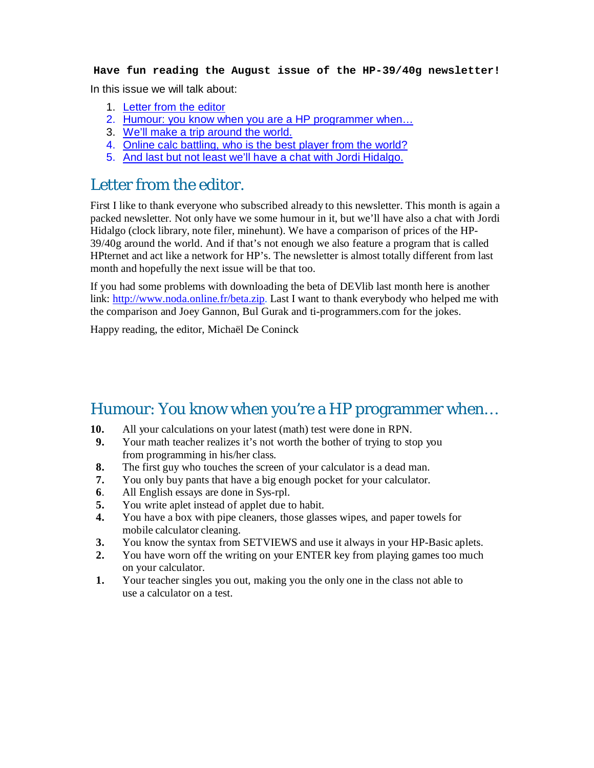**Have fun reading the August issue of the HP-39/40g newsletter!**

In this issue we will talk about:

1. Letter from the editor
2. Humour: you know when you are a HP programmer when…
3. We'll make a trip around the world.
4. Online calc battling, who is the best player from the world?
5. And last but not least we'll have a chat with Jordi Hidalgo.

## Letter from the editor.

First I like to thank everyone who subscribed already to this newsletter. This month is again a packed newsletter. Not only have we some humour in it, but we'll have also a chat with Jordi Hidalgo (clock library, note filer, minehunt). We have a comparison of prices of the HP-39/40g around the world. And if that's not enough we also feature a program that is called HPternet and act like a network for HP's. The newsletter is almost totally different from last month and hopefully the next issue will be that too.

If you had some problems with downloading the beta of DEVlib last month here is another link: http://www.noda.online.fr/beta.zip. Last I want to thank everybody who helped me with the comparison and Joey Gannon, Bul Gurak and ti-programmers.com for the jokes.

Happy reading, the editor, Michaël De Coninck

## Humour: You know when you're a HP programmer when…

**10.** All your calculations on your latest (math) test were done in RPN.

**9.** Your math teacher realizes it's not worth the bother of trying to stop you from programming in his/her class.

**8.** The first guy who touches the screen of your calculator is a dead man.

**7.** You only buy pants that have a big enough pocket for your calculator.

**6**. All English essays are done in Sys-rpl.

**5.** You write aplet instead of applet due to habit.

**4.** You have a box with pipe cleaners, those glasses wipes, and paper towels for mobile calculator cleaning.

**3.** You know the syntax from SETVIEWS and use it always in your HP-Basic aplets.

**2.** You have worn off the writing on your ENTER key from playing games too much on your calculator.

**1.** Your teacher singles you out, making you the only one in the class not able to use a calculator on a test.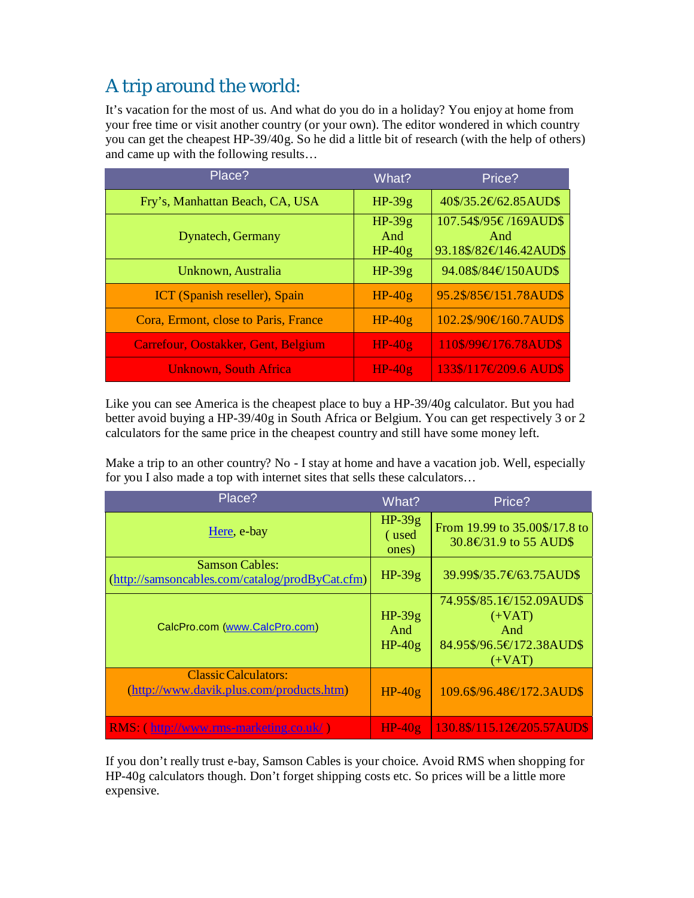## A trip around the world:

It's vacation for the most of us. And what do you do in a holiday? You enjoy at home from your free time or visit another country (or your own). The editor wondered in which country you can get the cheapest HP-39/40g. So he did a little bit of research (with the help of others) and came up with the following results…

| Place? | What? | Price? |
| --- | --- | --- |
| Fry's, Manhattan Beach, CA, USA | HP-39g | 40$/35.2€/62.85AUD$ |
| Dynatech, Germany | HP-39g And HP-40g | 107.54$/95€ /169AUD$ And 93.18$/82€/146.42AUD$ |
| Unknown, Australia | HP-39g | 94.08$/84€/150AUD$ |
| ICT (Spanish reseller), Spain | HP-40g | 95.2$/85€/151.78AUD$ |
| Cora, Ermont, close to Paris, France | HP-40g | 102.2$/90€/160.7AUD$ |
| Carrefour, Oostakker, Gent, Belgium | HP-40g | 110$/99€/176.78AUD$ |
| Unknown, South Africa | HP-40g | 133$/117€/209.6 AUD$ |

Like you can see America is the cheapest place to buy a HP-39/40g calculator. But you had better avoid buying a HP-39/40g in South Africa or Belgium. You can get respectively 3 or 2 calculators for the same price in the cheapest country and still have some money left.

Make a trip to an other country? No - I stay at home and have a vacation job. Well, especially for you I also made a top with internet sites that sells these calculators…

| Place? | What? | Price? |
| --- | --- | --- |
| Here, e-bay | HP-39g ( used ones) | From 19.99 to 35.00$/17.8 to 30.8€/31.9 to 55 AUD$ |
| Samson Cables: (http://samsoncables.com/catalog/prodByCat.cfm) | HP-39g | 39.99$/35.7€/63.75AUD$ |
| CalcPro.com (www.CalcPro.com) | HP-39g And HP-40g | 74.95$/85.1€/152.09AUD$ (+VAT) And 84.95$/96.5€/172.38AUD$ (+VAT) |
| Classic Calculators: (http://www.davik.plus.com/products.htm) | HP-40g | 109.6$/96.48€/172.3AUD$ |
| RMS: ( http://www.rms-marketing.co.uk/ ) | HP-40g | 130.8$/115.12€/205.57AUD$ |

If you don't really trust e-bay, Samson Cables is your choice. Avoid RMS when shopping for HP-40g calculators though. Don't forget shipping costs etc. So prices will be a little more expensive.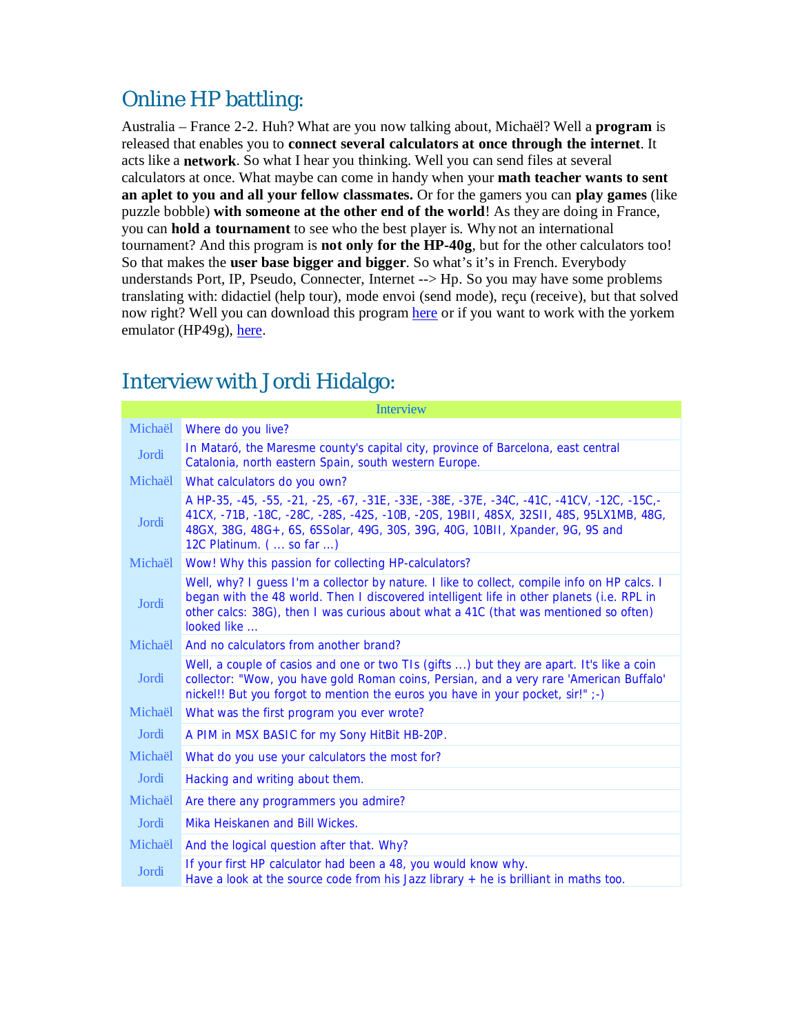## Online HP battling:

Australia – France 2-2. Huh? What are you now talking about, Michaël? Well a **program** is released that enables you to **connect several calculators at once through the internet**. It acts like a **network**. So what I hear you thinking. Well you can send files at several calculators at once. What maybe can come in handy when your **math teacher wants to sent an aplet to you and all your fellow classmates.** Or for the gamers you can **play games** (like puzzle bobble) **with someone at the other end of the world**! As they are doing in France, you can **hold a tournament** to see who the best player is. Why not an international tournament? And this program is **not only for the HP-40g**, but for the other calculators too! So that makes the **user base bigger and bigger**. So what's it's in French. Everybody understands Port, IP, Pseudo, Connecter, Internet --> Hp. So you may have some problems translating with: didactiel (help tour), mode envoi (send mode), reçu (receive), but that solved now right? Well you can download this program here or if you want to work with the yorkem emulator (HP49g), here.

## Interview with Jordi Hidalgo:

| Interview | |
|---|---|
| Michaël | Where do you live? |
| Jordi | In Mataró, the Maresme county's capital city, province of Barcelona, east central Catalonia, north eastern Spain, south western Europe. |
| Michaël | What calculators do you own? |
| Jordi | A HP-35, -45, -55, -21, -25, -67, -31E, -33E, -38E, -37E, -34C, -41C, -41CV, -12C, -15C,-41CX, -71B, -18C, -28C, -28S, -42S, -10B, -20S, 19BII, 48SX, 32SII, 48S, 95LX1MB, 48G, 48GX, 38G, 48G+, 6S, 6SSolar, 49G, 30S, 39G, 40G, 10BII, Xpander, 9G, 9S and 12C Platinum. ( ... so far ...) |
| Michaël | Wow! Why this passion for collecting HP-calculators? |
| Jordi | Well, why? I guess I'm a collector by nature. I like to collect, compile info on HP calcs. I began with the 48 world. Then I discovered intelligent life in other planets (i.e. RPL in other calcs: 38G), then I was curious about what a 41C (that was mentioned so often) looked like ... |
| Michaël | And no calculators from another brand? |
| Jordi | Well, a couple of casios and one or two TIs (gifts ...) but they are apart. It's like a coin collector: "Wow, you have gold Roman coins, Persian, and a very rare 'American Buffalo' nickel!! But you forgot to mention the euros you have in your pocket, sir!" ;-) |
| Michaël | What was the first program you ever wrote? |
| Jordi | A PIM in MSX BASIC for my Sony HitBit HB-20P. |
| Michaël | What do you use your calculators the most for? |
| Jordi | Hacking and writing about them. |
| Michaël | Are there any programmers you admire? |
| Jordi | Mika Heiskanen and Bill Wickes. |
| Michaël | And the logical question after that. Why? |
| Jordi | If your first HP calculator had been a 48, you would know why.<br>Have a look at the source code from his Jazz library + he is brilliant in maths too. |